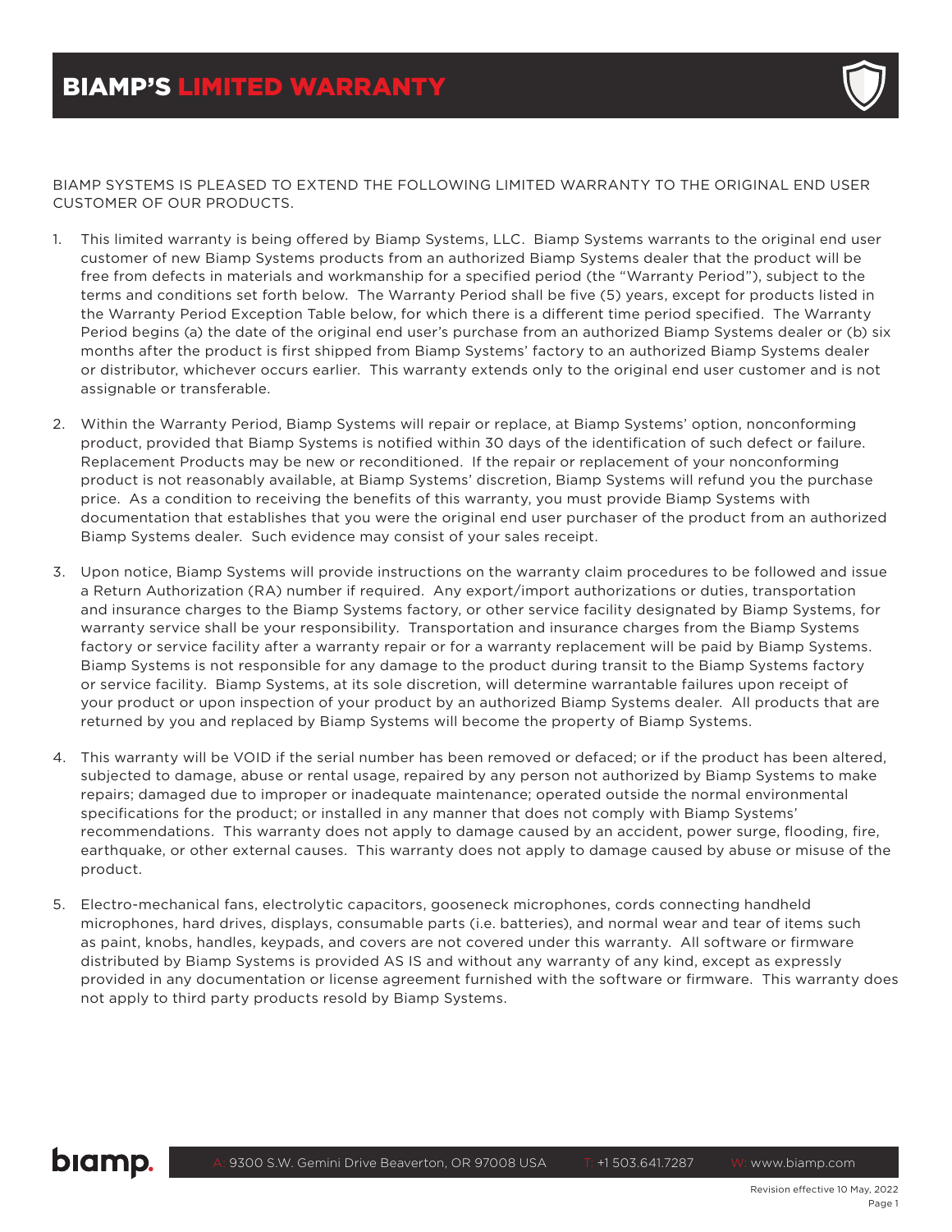# BIAMP'S LIMITED WARRANTY

BIAMP SYSTEMS IS PLEASED TO EXTEND THE FOLLOWING LIMITED WARRANTY TO THE ORIGINAL END USER CUSTOMER OF OUR PRODUCTS.

1. This limited warranty is being offered by Biamp Systems, LLC. Biamp Systems warrants to the original end user customer of new Biamp Systems products from an authorized Biamp Systems dealer that the product will be free from defects in materials and workmanship for a specified period (the "Warranty Period"), subject to the terms and conditions set forth below. The Warranty Period shall be five (5) years, except for products listed in the Warranty Period Exception Table below, for which there is a different time period specified. The Warranty Period begins (a) the date of the original end user's purchase from an authorized Biamp Systems dealer or (b) six months after the product is first shipped from Biamp Systems' factory to an authorized Biamp Systems dealer or distributor, whichever occurs earlier. This warranty extends only to the original end user customer and is not assignable or transferable.

2. Within the Warranty Period, Biamp Systems will repair or replace, at Biamp Systems' option, nonconforming product, provided that Biamp Systems is notified within 30 days of the identification of such defect or failure. Replacement Products may be new or reconditioned. If the repair or replacement of your nonconforming product is not reasonably available, at Biamp Systems' discretion, Biamp Systems will refund you the purchase price. As a condition to receiving the benefits of this warranty, you must provide Biamp Systems with documentation that establishes that you were the original end user purchaser of the product from an authorized Biamp Systems dealer. Such evidence may consist of your sales receipt.

3. Upon notice, Biamp Systems will provide instructions on the warranty claim procedures to be followed and issue a Return Authorization (RA) number if required. Any export/import authorizations or duties, transportation and insurance charges to the Biamp Systems factory, or other service facility designated by Biamp Systems, for warranty service shall be your responsibility. Transportation and insurance charges from the Biamp Systems factory or service facility after a warranty repair or for a warranty replacement will be paid by Biamp Systems. Biamp Systems is not responsible for any damage to the product during transit to the Biamp Systems factory or service facility. Biamp Systems, at its sole discretion, will determine warrantable failures upon receipt of your product or upon inspection of your product by an authorized Biamp Systems dealer. All products that are returned by you and replaced by Biamp Systems will become the property of Biamp Systems.

4. This warranty will be VOID if the serial number has been removed or defaced; or if the product has been altered, subjected to damage, abuse or rental usage, repaired by any person not authorized by Biamp Systems to make repairs; damaged due to improper or inadequate maintenance; operated outside the normal environmental specifications for the product; or installed in any manner that does not comply with Biamp Systems' recommendations. This warranty does not apply to damage caused by an accident, power surge, flooding, fire, earthquake, or other external causes. This warranty does not apply to damage caused by abuse or misuse of the product.

5. Electro-mechanical fans, electrolytic capacitors, gooseneck microphones, cords connecting handheld microphones, hard drives, displays, consumable parts (i.e. batteries), and normal wear and tear of items such as paint, knobs, handles, keypads, and covers are not covered under this warranty. All software or firmware distributed by Biamp Systems is provided AS IS and without any warranty of any kind, except as expressly provided in any documentation or license agreement furnished with the software or firmware. This warranty does not apply to third party products resold by Biamp Systems.

biamp. A: 9300 S.W. Gemini Drive Beaverton, OR 97008 USA T: +1 503.641.7287 W: www.biamp.com

Revision effective 10 May, 2022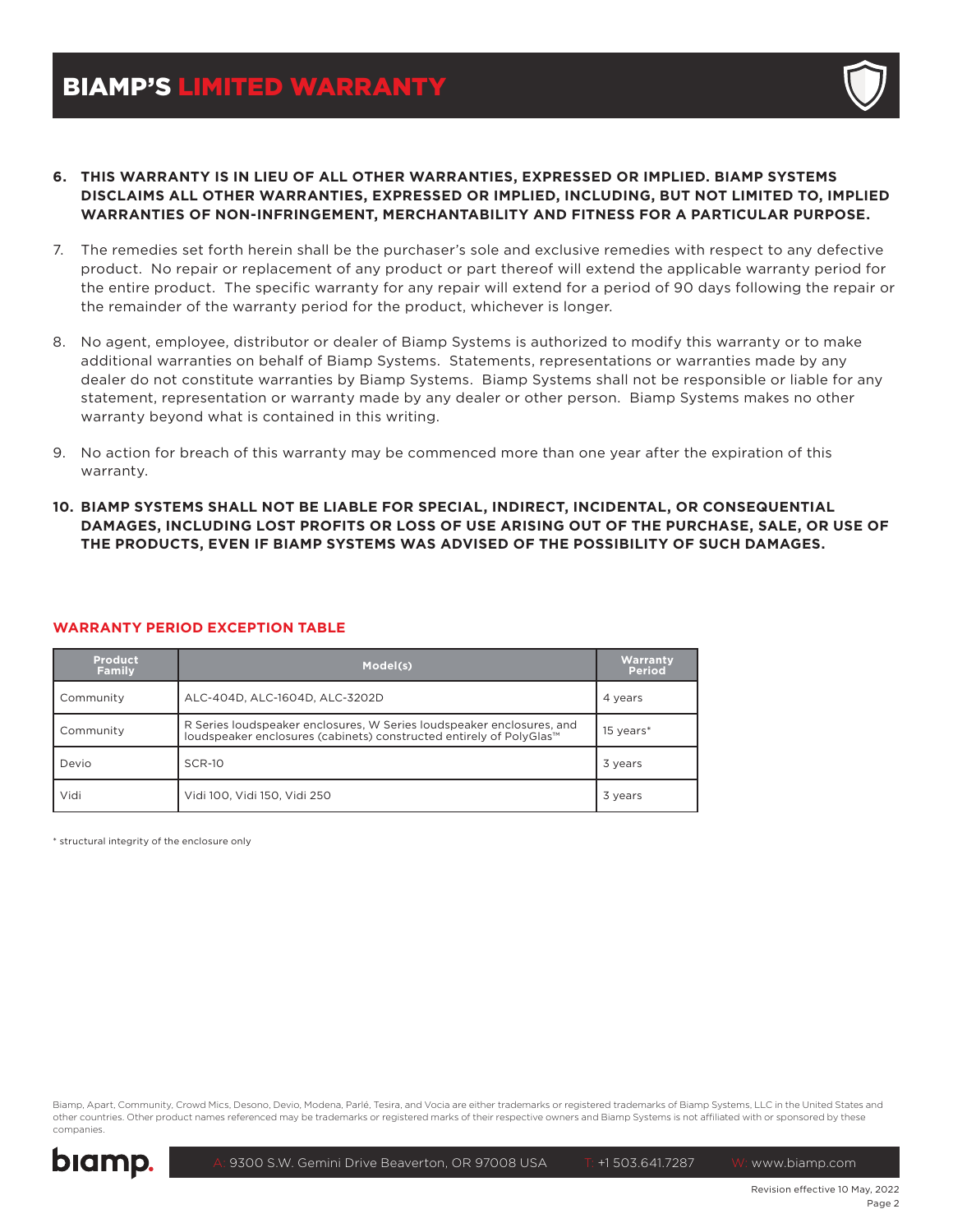# BIAMP'S LIMITED WARRANTY

6. **THIS WARRANTY IS IN LIEU OF ALL OTHER WARRANTIES, EXPRESSED OR IMPLIED. BIAMP SYSTEMS DISCLAIMS ALL OTHER WARRANTIES, EXPRESSED OR IMPLIED, INCLUDING, BUT NOT LIMITED TO, IMPLIED WARRANTIES OF NON-INFRINGEMENT, MERCHANTABILITY AND FITNESS FOR A PARTICULAR PURPOSE.**

7. The remedies set forth herein shall be the purchaser's sole and exclusive remedies with respect to any defective product. No repair or replacement of any product or part thereof will extend the applicable warranty period for the entire product. The specific warranty for any repair will extend for a period of 90 days following the repair or the remainder of the warranty period for the product, whichever is longer.

8. No agent, employee, distributor or dealer of Biamp Systems is authorized to modify this warranty or to make additional warranties on behalf of Biamp Systems. Statements, representations or warranties made by any dealer do not constitute warranties by Biamp Systems. Biamp Systems shall not be responsible or liable for any statement, representation or warranty made by any dealer or other person. Biamp Systems makes no other warranty beyond what is contained in this writing.

9. No action for breach of this warranty may be commenced more than one year after the expiration of this warranty.

10. **BIAMP SYSTEMS SHALL NOT BE LIABLE FOR SPECIAL, INDIRECT, INCIDENTAL, OR CONSEQUENTIAL DAMAGES, INCLUDING LOST PROFITS OR LOSS OF USE ARISING OUT OF THE PURCHASE, SALE, OR USE OF THE PRODUCTS, EVEN IF BIAMP SYSTEMS WAS ADVISED OF THE POSSIBILITY OF SUCH DAMAGES.**

## WARRANTY PERIOD EXCEPTION TABLE

| Product Family | Model(s) | Warranty Period |
|---|---|---|
| Community | ALC-404D, ALC-1604D, ALC-3202D | 4 years |
| Community | R Series loudspeaker enclosures, W Series loudspeaker enclosures, and loudspeaker enclosures (cabinets) constructed entirely of PolyGlas™ | 15 years* |
| Devio | SCR-10 | 3 years |
| Vidi | Vidi 100, Vidi 150, Vidi 250 | 3 years |

* structural integrity of the enclosure only

Biamp, Apart, Community, Crowd Mics, Desono, Devio, Modena, Parlé, Tesira, and Vocia are either trademarks or registered trademarks of Biamp Systems, LLC in the United States and other countries. Other product names referenced may be trademarks or registered marks of their respective owners and Biamp Systems is not affiliated with or sponsored by these companies.

biamp. A: 9300 S.W. Gemini Drive Beaverton, OR 97008 USA T: +1 503.641.7287 W: www.biamp.com

Revision effective 10 May, 2022